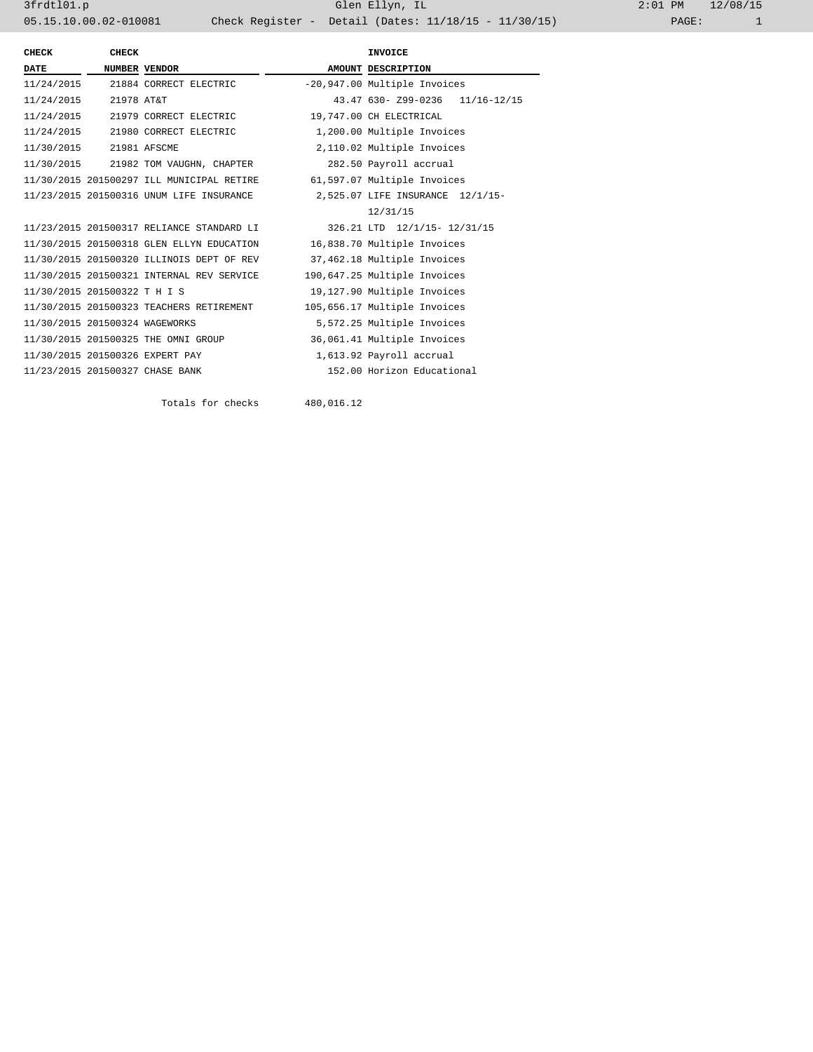| CHECK DATE | CHECK NUMBER | VENDOR | AMOUNT | INVOICE DESCRIPTION |
|---|---|---|---|---|
| 11/24/2015 | 21884 | CORRECT ELECTRIC | -20,947.00 | Multiple Invoices |
| 11/24/2015 | 21978 | AT&T | 43.47 | 630- Z99-0236 11/16-12/15 |
| 11/24/2015 | 21979 | CORRECT ELECTRIC | 19,747.00 | CH ELECTRICAL |
| 11/24/2015 | 21980 | CORRECT ELECTRIC | 1,200.00 | Multiple Invoices |
| 11/30/2015 | 21981 | AFSCME | 2,110.02 | Multiple Invoices |
| 11/30/2015 | 21982 | TOM VAUGHN, CHAPTER | 282.50 | Payroll accrual |
| 11/30/2015 | 201500297 | ILL MUNICIPAL RETIRE | 61,597.07 | Multiple Invoices |
| 11/23/2015 | 201500316 | UNUM LIFE INSURANCE | 2,525.07 | LIFE INSURANCE 12/1/15- 12/31/15 |
| 11/23/2015 | 201500317 | RELIANCE STANDARD LI | 326.21 | LTD 12/1/15- 12/31/15 |
| 11/30/2015 | 201500318 | GLEN ELLYN EDUCATION | 16,838.70 | Multiple Invoices |
| 11/30/2015 | 201500320 | ILLINOIS DEPT OF REV | 37,462.18 | Multiple Invoices |
| 11/30/2015 | 201500321 | INTERNAL REV SERVICE | 190,647.25 | Multiple Invoices |
| 11/30/2015 | 201500322 | T H I S | 19,127.90 | Multiple Invoices |
| 11/30/2015 | 201500323 | TEACHERS RETIREMENT | 105,656.17 | Multiple Invoices |
| 11/30/2015 | 201500324 | WAGEWORKS | 5,572.25 | Multiple Invoices |
| 11/30/2015 | 201500325 | THE OMNI GROUP | 36,061.41 | Multiple Invoices |
| 11/30/2015 | 201500326 | EXPERT PAY | 1,613.92 | Payroll accrual |
| 11/23/2015 | 201500327 | CHASE BANK | 152.00 | Horizon Educational |
| | | Totals for checks | 480,016.12 | |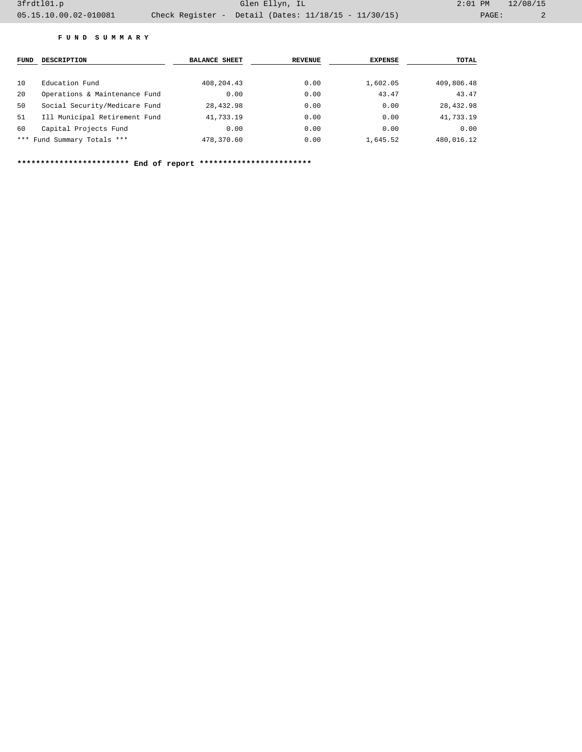**F U N D S U M M A R Y**

| FUND | DESCRIPTION | BALANCE SHEET | REVENUE | EXPENSE | TOTAL |
|---|---|---|---|---|---|
| 10 | Education Fund | 408,204.43 | 0.00 | 1,602.05 | 409,806.48 |
| 20 | Operations & Maintenance Fund | 0.00 | 0.00 | 43.47 | 43.47 |
| 50 | Social Security/Medicare Fund | 28,432.98 | 0.00 | 0.00 | 28,432.98 |
| 51 | Ill Municipal Retirement Fund | 41,733.19 | 0.00 | 0.00 | 41,733.19 |
| 60 | Capital Projects Fund | 0.00 | 0.00 | 0.00 | 0.00 |
| *** Fund Summary Totals *** | | 478,370.60 | 0.00 | 1,645.52 | 480,016.12 |

************************ **End of report** ************************